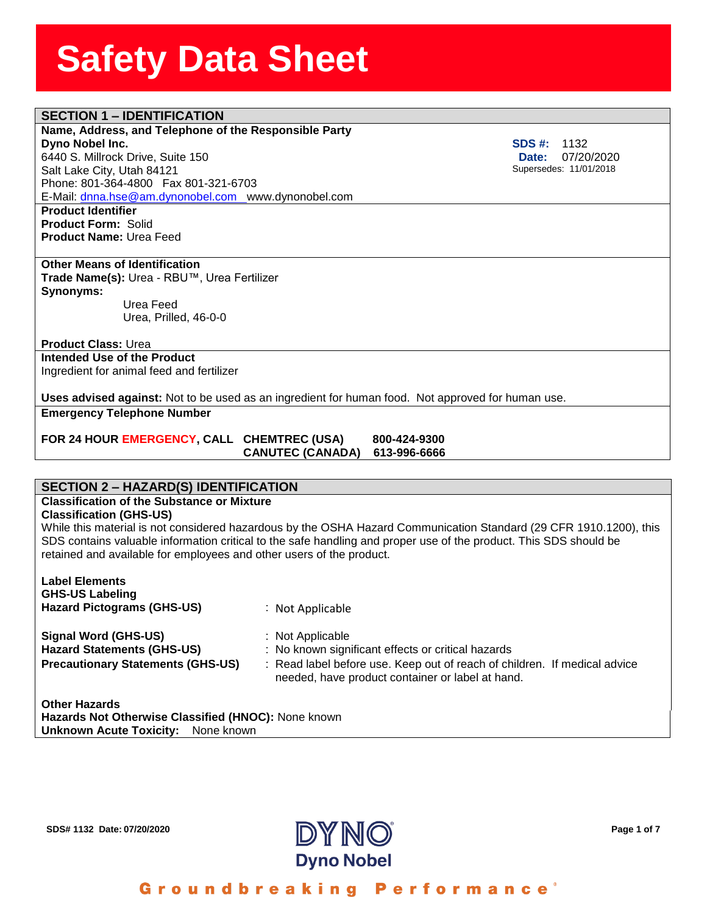# Safety Data Sheet

## SECTION 1 – IDENTIFICATION

**Name, Address, and Telephone of the Responsible Party**

**Dyno Nobel Inc.**
6440 S. Millrock Drive, Suite 150
Salt Lake City, Utah 84121
Phone: 801-364-4800 Fax 801-321-6703
E-Mail: dnna.hse@am.dynonobel.com www.dynonobel.com

**SDS #:** 1132
**Date:** 07/20/2020
Supersedes: 11/01/2018

**Product Identifier**
**Product Form:** Solid
**Product Name:** Urea Feed

**Other Means of Identification**
**Trade Name(s):** Urea - RBU™, Urea Fertilizer
**Synonyms:**

Urea Feed
Urea, Prilled, 46-0-0

**Product Class:** Urea

**Intended Use of the Product**
Ingredient for animal feed and fertilizer

**Uses advised against:** Not to be used as an ingredient for human food. Not approved for human use.

**Emergency Telephone Number**

**FOR 24 HOUR EMERGENCY, CALL CHEMTREC (USA) 800-424-9300**
**CANUTEC (CANADA) 613-996-6666**

## SECTION 2 – HAZARD(S) IDENTIFICATION

**Classification of the Substance or Mixture**
**Classification (GHS-US)**
While this material is not considered hazardous by the OSHA Hazard Communication Standard (29 CFR 1910.1200), this SDS contains valuable information critical to the safe handling and proper use of the product. This SDS should be retained and available for employees and other users of the product.

**Label Elements**
**GHS-US Labeling**
**Hazard Pictograms (GHS-US)** : Not Applicable

**Signal Word (GHS-US)** : Not Applicable
**Hazard Statements (GHS-US)** : No known significant effects or critical hazards
**Precautionary Statements (GHS-US)** : Read label before use. Keep out of reach of children. If medical advice needed, have product container or label at hand.

**Other Hazards**
**Hazards Not Otherwise Classified (HNOC):** None known
**Unknown Acute Toxicity:** None known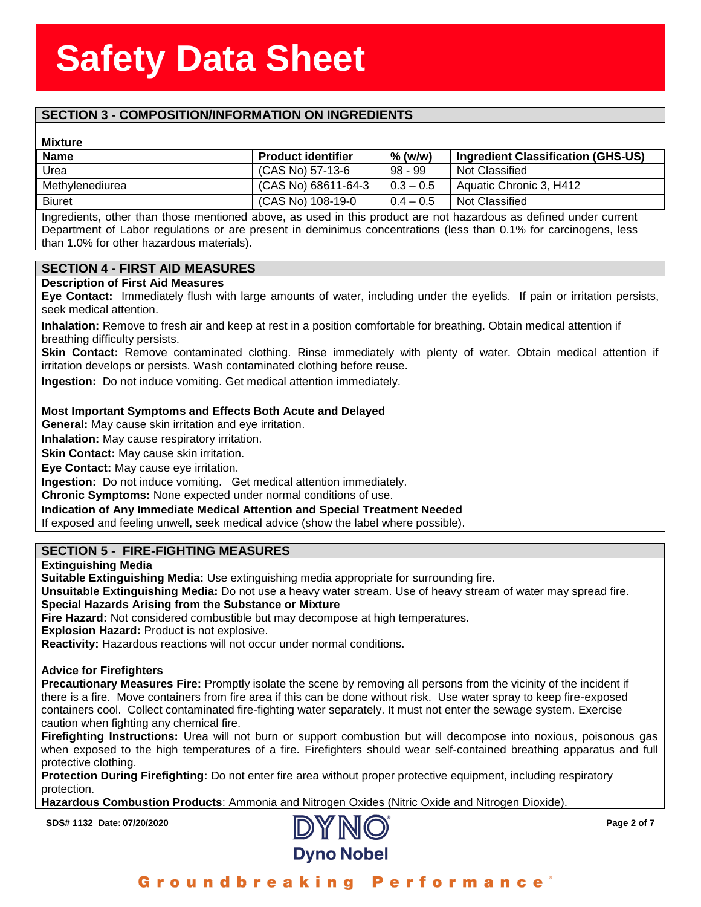## SECTION 3 - COMPOSITION/INFORMATION ON INGREDIENTS

**Mixture**

| Name | Product identifier | % (w/w) | Ingredient Classification (GHS-US) |
|---|---|---|---|
| Urea | (CAS No) 57-13-6 | 98 - 99 | Not Classified |
| Methylenediurea | (CAS No) 68611-64-3 | 0.3 – 0.5 | Aquatic Chronic 3, H412 |
| Biuret | (CAS No) 108-19-0 | 0.4 – 0.5 | Not Classified |

Ingredients, other than those mentioned above, as used in this product are not hazardous as defined under current Department of Labor regulations or are present in deminimus concentrations (less than 0.1% for carcinogens, less than 1.0% for other hazardous materials).

## SECTION 4 - FIRST AID MEASURES

**Description of First Aid Measures**

**Eye Contact:** Immediately flush with large amounts of water, including under the eyelids. If pain or irritation persists, seek medical attention.

**Inhalation:** Remove to fresh air and keep at rest in a position comfortable for breathing. Obtain medical attention if breathing difficulty persists.

**Skin Contact:** Remove contaminated clothing. Rinse immediately with plenty of water. Obtain medical attention if irritation develops or persists. Wash contaminated clothing before reuse.

**Ingestion:** Do not induce vomiting. Get medical attention immediately.

**Most Important Symptoms and Effects Both Acute and Delayed**

**General:** May cause skin irritation and eye irritation.

**Inhalation:** May cause respiratory irritation.

**Skin Contact:** May cause skin irritation.

**Eye Contact:** May cause eye irritation.

**Ingestion:** Do not induce vomiting. Get medical attention immediately.

**Chronic Symptoms:** None expected under normal conditions of use.

**Indication of Any Immediate Medical Attention and Special Treatment Needed**

If exposed and feeling unwell, seek medical advice (show the label where possible).

## SECTION 5 - FIRE-FIGHTING MEASURES

**Extinguishing Media**

**Suitable Extinguishing Media:** Use extinguishing media appropriate for surrounding fire.

**Unsuitable Extinguishing Media:** Do not use a heavy water stream. Use of heavy stream of water may spread fire.

**Special Hazards Arising from the Substance or Mixture**

**Fire Hazard:** Not considered combustible but may decompose at high temperatures.

**Explosion Hazard:** Product is not explosive.

**Reactivity:** Hazardous reactions will not occur under normal conditions.

**Advice for Firefighters**

**Precautionary Measures Fire:** Promptly isolate the scene by removing all persons from the vicinity of the incident if there is a fire. Move containers from fire area if this can be done without risk. Use water spray to keep fire-exposed containers cool. Collect contaminated fire-fighting water separately. It must not enter the sewage system. Exercise caution when fighting any chemical fire.

**Firefighting Instructions:** Urea will not burn or support combustion but will decompose into noxious, poisonous gas when exposed to the high temperatures of a fire. Firefighters should wear self-contained breathing apparatus and full protective clothing.

**Protection During Firefighting:** Do not enter fire area without proper protective equipment, including respiratory protection.

**Hazardous Combustion Products**: Ammonia and Nitrogen Oxides (Nitric Oxide and Nitrogen Dioxide).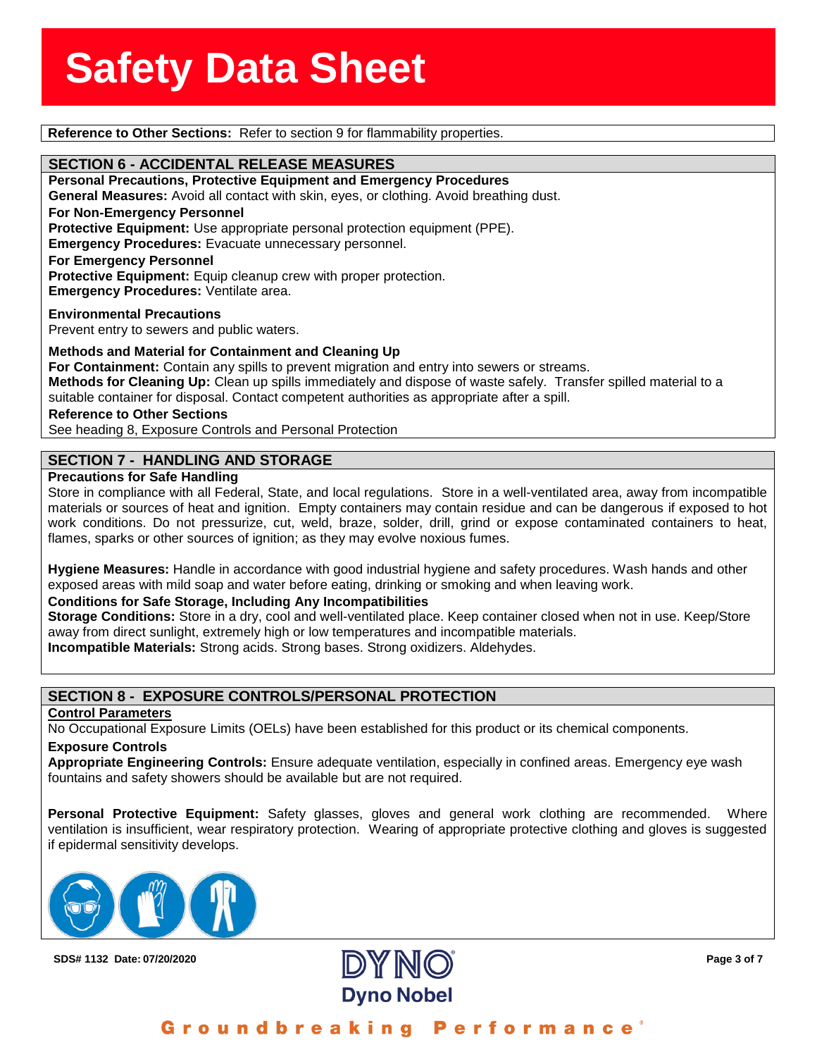**Reference to Other Sections:** Refer to section 9 for flammability properties.

## SECTION 6 - ACCIDENTAL RELEASE MEASURES

**Personal Precautions, Protective Equipment and Emergency Procedures**

**General Measures:** Avoid all contact with skin, eyes, or clothing. Avoid breathing dust.

**For Non-Emergency Personnel**

**Protective Equipment:** Use appropriate personal protection equipment (PPE).

**Emergency Procedures:** Evacuate unnecessary personnel.

**For Emergency Personnel**

**Protective Equipment:** Equip cleanup crew with proper protection.

**Emergency Procedures:** Ventilate area.

**Environmental Precautions**

Prevent entry to sewers and public waters.

**Methods and Material for Containment and Cleaning Up**

**For Containment:** Contain any spills to prevent migration and entry into sewers or streams.

**Methods for Cleaning Up:** Clean up spills immediately and dispose of waste safely. Transfer spilled material to a suitable container for disposal. Contact competent authorities as appropriate after a spill.

**Reference to Other Sections**

See heading 8, Exposure Controls and Personal Protection

## SECTION 7 - HANDLING AND STORAGE

**Precautions for Safe Handling**

Store in compliance with all Federal, State, and local regulations. Store in a well-ventilated area, away from incompatible materials or sources of heat and ignition. Empty containers may contain residue and can be dangerous if exposed to hot work conditions. Do not pressurize, cut, weld, braze, solder, drill, grind or expose contaminated containers to heat, flames, sparks or other sources of ignition; as they may evolve noxious fumes.

**Hygiene Measures:** Handle in accordance with good industrial hygiene and safety procedures. Wash hands and other exposed areas with mild soap and water before eating, drinking or smoking and when leaving work.

**Conditions for Safe Storage, Including Any Incompatibilities**

**Storage Conditions:** Store in a dry, cool and well-ventilated place. Keep container closed when not in use. Keep/Store away from direct sunlight, extremely high or low temperatures and incompatible materials.

**Incompatible Materials:** Strong acids. Strong bases. Strong oxidizers. Aldehydes.

## SECTION 8 - EXPOSURE CONTROLS/PERSONAL PROTECTION

**Control Parameters**

No Occupational Exposure Limits (OELs) have been established for this product or its chemical components.

**Exposure Controls**

**Appropriate Engineering Controls:** Ensure adequate ventilation, especially in confined areas. Emergency eye wash fountains and safety showers should be available but are not required.

**Personal Protective Equipment:** Safety glasses, gloves and general work clothing are recommended. Where ventilation is insufficient, wear respiratory protection. Wearing of appropriate protective clothing and gloves is suggested if epidermal sensitivity develops.

SDS# 1132 Date: 07/20/2020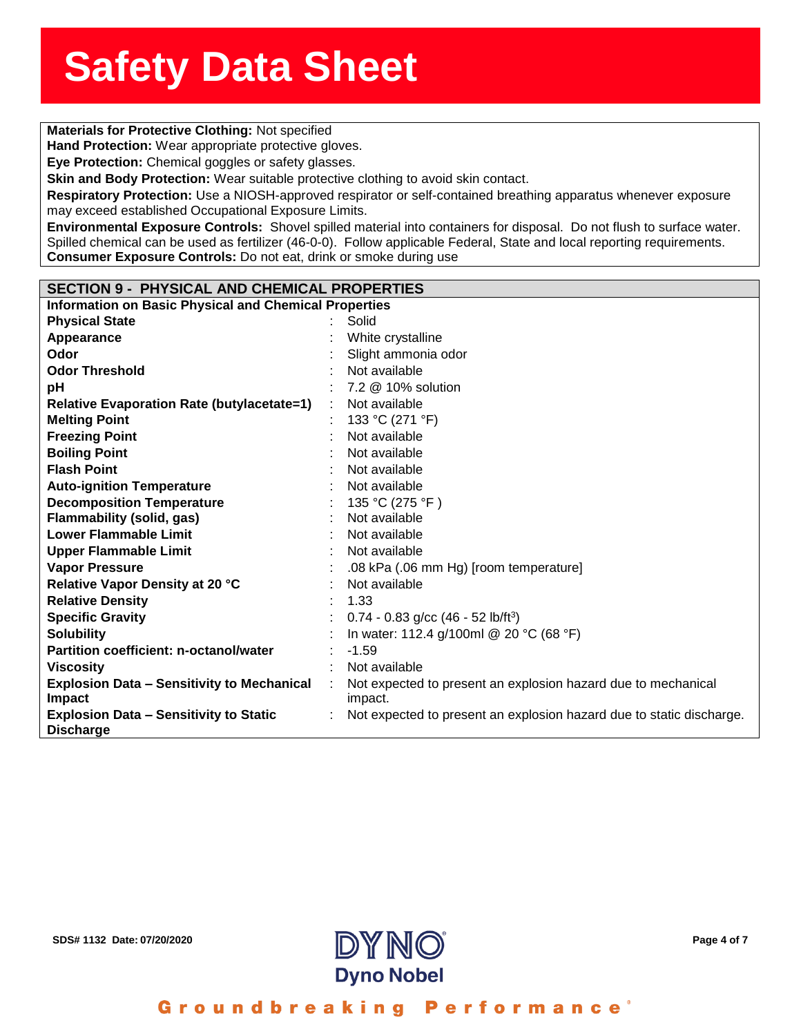**Materials for Protective Clothing:** Not specified
**Hand Protection:** Wear appropriate protective gloves.
**Eye Protection:** Chemical goggles or safety glasses.
**Skin and Body Protection:** Wear suitable protective clothing to avoid skin contact.
**Respiratory Protection:** Use a NIOSH-approved respirator or self-contained breathing apparatus whenever exposure may exceed established Occupational Exposure Limits.
**Environmental Exposure Controls:** Shovel spilled material into containers for disposal. Do not flush to surface water. Spilled chemical can be used as fertilizer (46-0-0). Follow applicable Federal, State and local reporting requirements.
**Consumer Exposure Controls:** Do not eat, drink or smoke during use

## SECTION 9 - PHYSICAL AND CHEMICAL PROPERTIES

**Information on Basic Physical and Chemical Properties**

| Property | Value |
|---|---|
| **Physical State** | Solid |
| **Appearance** | White crystalline |
| **Odor** | Slight ammonia odor |
| **Odor Threshold** | Not available |
| **pH** | 7.2 @ 10% solution |
| **Relative Evaporation Rate (butylacetate=1)** | Not available |
| **Melting Point** | 133 °C (271 °F) |
| **Freezing Point** | Not available |
| **Boiling Point** | Not available |
| **Flash Point** | Not available |
| **Auto-ignition Temperature** | Not available |
| **Decomposition Temperature** | 135 °C (275 °F ) |
| **Flammability (solid, gas)** | Not available |
| **Lower Flammable Limit** | Not available |
| **Upper Flammable Limit** | Not available |
| **Vapor Pressure** | .08 kPa (.06 mm Hg) [room temperature] |
| **Relative Vapor Density at 20 °C** | Not available |
| **Relative Density** | 1.33 |
| **Specific Gravity** | 0.74 - 0.83 g/cc (46 - 52 lb/ft$^3$) |
| **Solubility** | In water: 112.4 g/100ml @ 20 °C (68 °F) |
| **Partition coefficient: n-octanol/water** | -1.59 |
| **Viscosity** | Not available |
| **Explosion Data – Sensitivity to Mechanical Impact** | Not expected to present an explosion hazard due to mechanical impact. |
| **Explosion Data – Sensitivity to Static Discharge** | Not expected to present an explosion hazard due to static discharge. |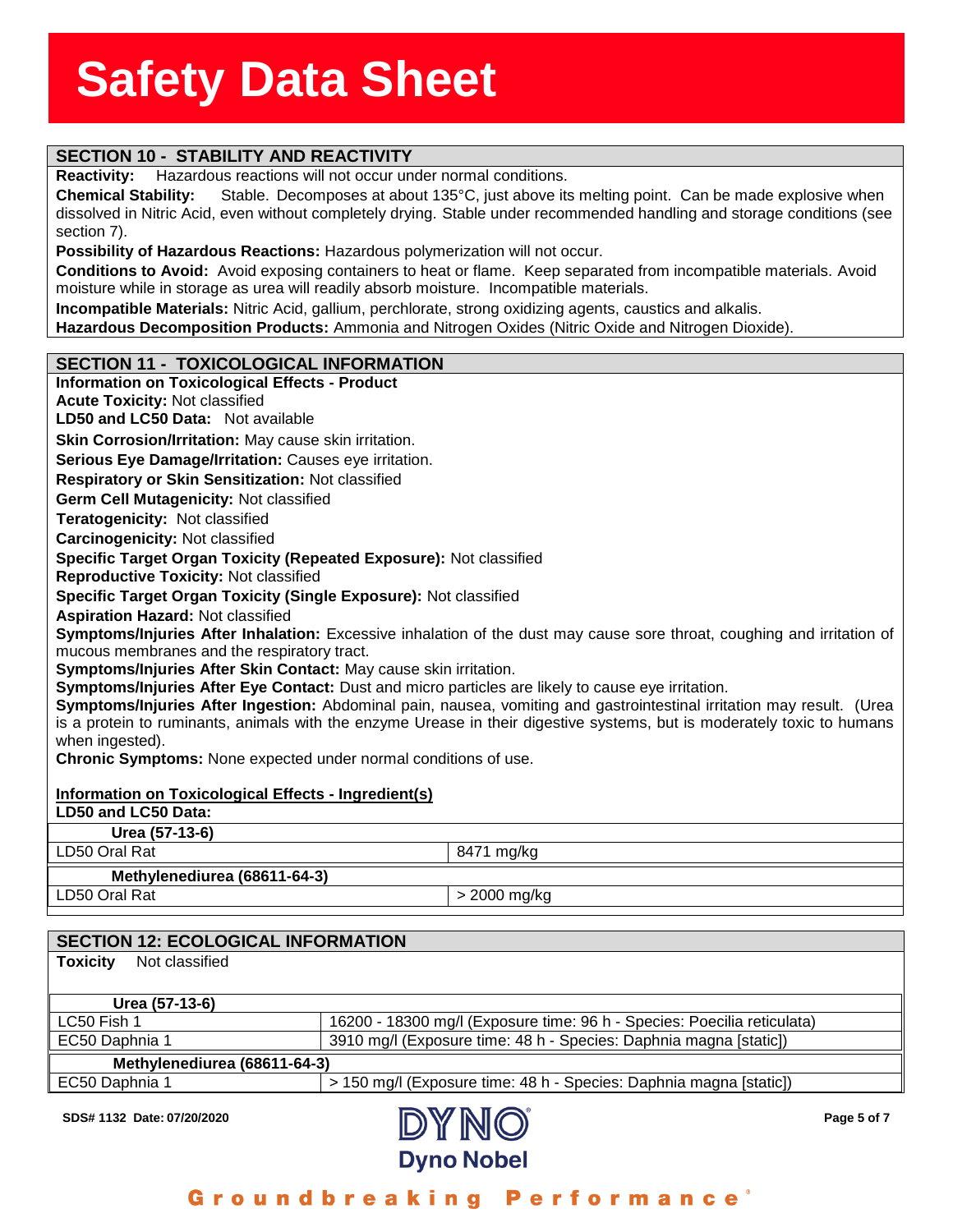## SECTION 10 - STABILITY AND REACTIVITY

**Reactivity:** Hazardous reactions will not occur under normal conditions.

**Chemical Stability:** Stable. Decomposes at about 135°C, just above its melting point. Can be made explosive when dissolved in Nitric Acid, even without completely drying. Stable under recommended handling and storage conditions (see section 7).

**Possibility of Hazardous Reactions:** Hazardous polymerization will not occur.

**Conditions to Avoid:** Avoid exposing containers to heat or flame. Keep separated from incompatible materials. Avoid moisture while in storage as urea will readily absorb moisture. Incompatible materials.

**Incompatible Materials:** Nitric Acid, gallium, perchlorate, strong oxidizing agents, caustics and alkalis.

**Hazardous Decomposition Products:** Ammonia and Nitrogen Oxides (Nitric Oxide and Nitrogen Dioxide).

## SECTION 11 - TOXICOLOGICAL INFORMATION

**Information on Toxicological Effects - Product**

**Acute Toxicity:** Not classified

**LD50 and LC50 Data:** Not available

**Skin Corrosion/Irritation:** May cause skin irritation.

**Serious Eye Damage/Irritation:** Causes eye irritation.

**Respiratory or Skin Sensitization:** Not classified

**Germ Cell Mutagenicity:** Not classified

**Teratogenicity:** Not classified

**Carcinogenicity:** Not classified

**Specific Target Organ Toxicity (Repeated Exposure):** Not classified

**Reproductive Toxicity:** Not classified

**Specific Target Organ Toxicity (Single Exposure):** Not classified

**Aspiration Hazard:** Not classified

**Symptoms/Injuries After Inhalation:** Excessive inhalation of the dust may cause sore throat, coughing and irritation of mucous membranes and the respiratory tract.

**Symptoms/Injuries After Skin Contact:** May cause skin irritation.

**Symptoms/Injuries After Eye Contact:** Dust and micro particles are likely to cause eye irritation.

**Symptoms/Injuries After Ingestion:** Abdominal pain, nausea, vomiting and gastrointestinal irritation may result. (Urea is a protein to ruminants, animals with the enzyme Urease in their digestive systems, but is moderately toxic to humans when ingested).

**Chronic Symptoms:** None expected under normal conditions of use.

**Information on Toxicological Effects - Ingredient(s)**

**LD50 and LC50 Data:**

| **Urea (57-13-6)** | |
|---|---|
| LD50 Oral Rat | 8471 mg/kg |
| **Methylenediurea (68611-64-3)** | |
| LD50 Oral Rat | > 2000 mg/kg |

## SECTION 12: ECOLOGICAL INFORMATION

**Toxicity** Not classified

| **Urea (57-13-6)** | |
|---|---|
| LC50 Fish 1 | 16200 - 18300 mg/l (Exposure time: 96 h - Species: Poecilia reticulata) |
| EC50 Daphnia 1 | 3910 mg/l (Exposure time: 48 h - Species: Daphnia magna [static]) |
| **Methylenediurea (68611-64-3)** | |
| EC50 Daphnia 1 | > 150 mg/l (Exposure time: 48 h - Species: Daphnia magna [static]) |

SDS# 1132 Date: 07/20/2020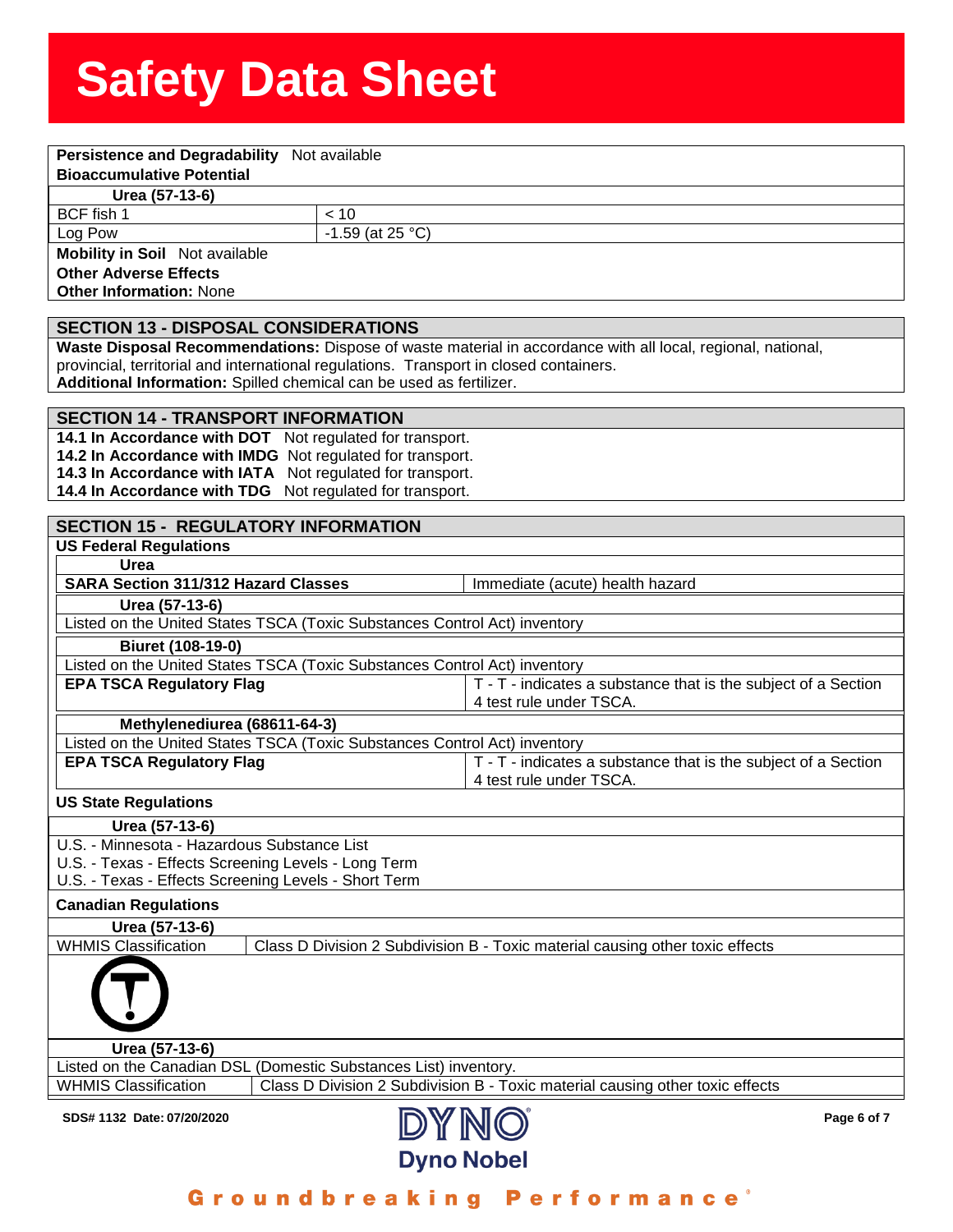**Persistence and Degradability** Not available

**Bioaccumulative Potential**

| Urea (57-13-6) | |
|---|---|
| BCF fish 1 | < 10 |
| Log Pow | -1.59 (at 25 °C) |

**Mobility in Soil** Not available

**Other Adverse Effects**

**Other Information:** None

## SECTION 13 - DISPOSAL CONSIDERATIONS

**Waste Disposal Recommendations:** Dispose of waste material in accordance with all local, regional, national, provincial, territorial and international regulations. Transport in closed containers.

**Additional Information:** Spilled chemical can be used as fertilizer.

## SECTION 14 - TRANSPORT INFORMATION

**14.1 In Accordance with DOT** Not regulated for transport.

**14.2 In Accordance with IMDG** Not regulated for transport.

**14.3 In Accordance with IATA** Not regulated for transport.

**14.4 In Accordance with TDG** Not regulated for transport.

## SECTION 15 - REGULATORY INFORMATION

### US Federal Regulations

| Urea | |
|---|---|
| **SARA Section 311/312 Hazard Classes** | Immediate (acute) health hazard |

**Urea (57-13-6)**

Listed on the United States TSCA (Toxic Substances Control Act) inventory

| Biuret (108-19-0) | |
|---|---|
| Listed on the United States TSCA (Toxic Substances Control Act) inventory | |
| **EPA TSCA Regulatory Flag** | T - T - indicates a substance that is the subject of a Section 4 test rule under TSCA. |

| Methylenediurea (68611-64-3) | |
|---|---|
| Listed on the United States TSCA (Toxic Substances Control Act) inventory | |
| **EPA TSCA Regulatory Flag** | T - T - indicates a substance that is the subject of a Section 4 test rule under TSCA. |

### US State Regulations

**Urea (57-13-6)**

U.S. - Minnesota - Hazardous Substance List

U.S. - Texas - Effects Screening Levels - Long Term

U.S. - Texas - Effects Screening Levels - Short Term

### Canadian Regulations

| Urea (57-13-6) | |
|---|---|
| WHMIS Classification | Class D Division 2 Subdivision B - Toxic material causing other toxic effects |

| Urea (57-13-6) | |
|---|---|
| Listed on the Canadian DSL (Domestic Substances List) inventory. | |
| WHMIS Classification | Class D Division 2 Subdivision B - Toxic material causing other toxic effects |

SDS# 1132 Date: 07/20/2020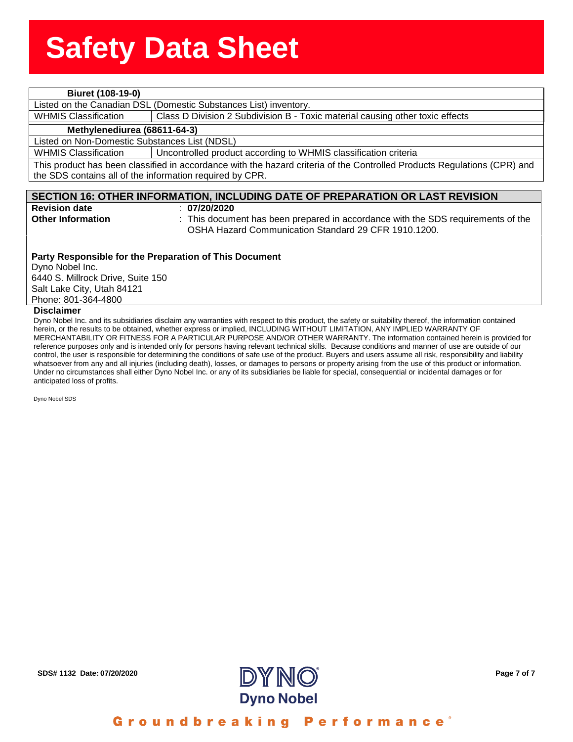| **Biuret (108-19-0)** | |
|---|---|
| Listed on the Canadian DSL (Domestic Substances List) inventory. | |
| WHMIS Classification | Class D Division 2 Subdivision B - Toxic material causing other toxic effects |

| **Methylenediurea (68611-64-3)** | |
|---|---|
| Listed on Non-Domestic Substances List (NDSL) | |
| WHMIS Classification | Uncontrolled product according to WHMIS classification criteria |

This product has been classified in accordance with the hazard criteria of the Controlled Products Regulations (CPR) and the SDS contains all of the information required by CPR.

## SECTION 16: OTHER INFORMATION, INCLUDING DATE OF PREPARATION OR LAST REVISION

**Revision date** : **07/20/2020**

**Other Information** : This document has been prepared in accordance with the SDS requirements of the OSHA Hazard Communication Standard 29 CFR 1910.1200.

**Party Responsible for the Preparation of This Document**

Dyno Nobel Inc.
6440 S. Millrock Drive, Suite 150
Salt Lake City, Utah 84121
Phone: 801-364-4800

**Disclaimer**

Dyno Nobel Inc. and its subsidiaries disclaim any warranties with respect to this product, the safety or suitability thereof, the information contained herein, or the results to be obtained, whether express or implied, INCLUDING WITHOUT LIMITATION, ANY IMPLIED WARRANTY OF MERCHANTABILITY OR FITNESS FOR A PARTICULAR PURPOSE AND/OR OTHER WARRANTY. The information contained herein is provided for reference purposes only and is intended only for persons having relevant technical skills. Because conditions and manner of use are outside of our control, the user is responsible for determining the conditions of safe use of the product. Buyers and users assume all risk, responsibility and liability whatsoever from any and all injuries (including death), losses, or damages to persons or property arising from the use of this product or information. Under no circumstances shall either Dyno Nobel Inc. or any of its subsidiaries be liable for special, consequential or incidental damages or for anticipated loss of profits.

Dyno Nobel SDS